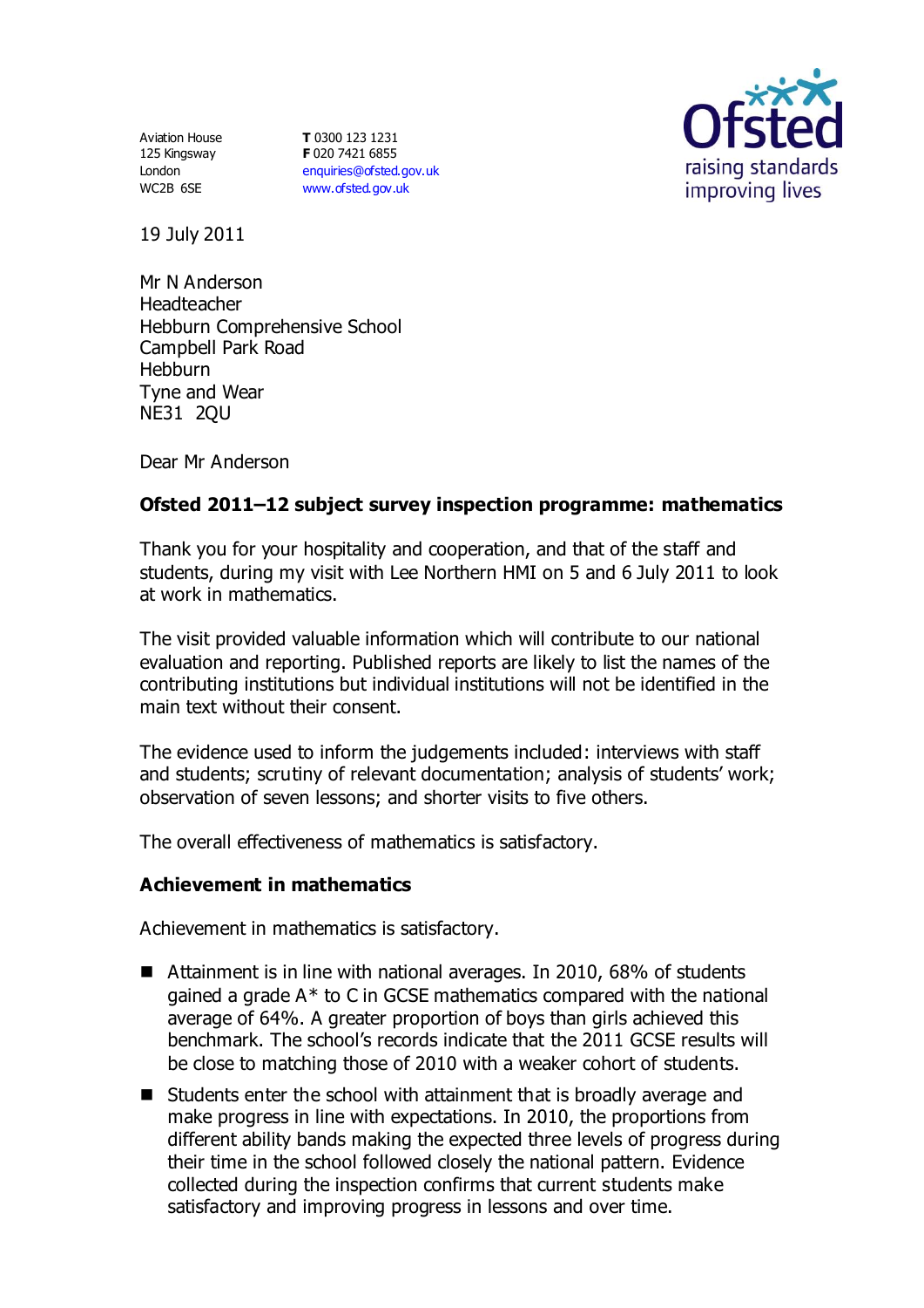Aviation House
125 Kingsway
London
WC2B 6SE

**T** 0300 123 1231
**F** 020 7421 6855
enquiries@ofsted.gov.uk
www.ofsted.gov.uk

19 July 2011

Mr N Anderson
Headteacher
Hebburn Comprehensive School
Campbell Park Road
Hebburn
Tyne and Wear
NE31 2QU

Dear Mr Anderson

**Ofsted 2011–12 subject survey inspection programme: mathematics**

Thank you for your hospitality and cooperation, and that of the staff and students, during my visit with Lee Northern HMI on 5 and 6 July 2011 to look at work in mathematics.

The visit provided valuable information which will contribute to our national evaluation and reporting. Published reports are likely to list the names of the contributing institutions but individual institutions will not be identified in the main text without their consent.

The evidence used to inform the judgements included: interviews with staff and students; scrutiny of relevant documentation; analysis of students' work; observation of seven lessons; and shorter visits to five others.

The overall effectiveness of mathematics is satisfactory.

**Achievement in mathematics**

Achievement in mathematics is satisfactory.

- Attainment is in line with national averages. In 2010, 68% of students gained a grade A* to C in GCSE mathematics compared with the national average of 64%. A greater proportion of boys than girls achieved this benchmark. The school's records indicate that the 2011 GCSE results will be close to matching those of 2010 with a weaker cohort of students.
- Students enter the school with attainment that is broadly average and make progress in line with expectations. In 2010, the proportions from different ability bands making the expected three levels of progress during their time in the school followed closely the national pattern. Evidence collected during the inspection confirms that current students make satisfactory and improving progress in lessons and over time.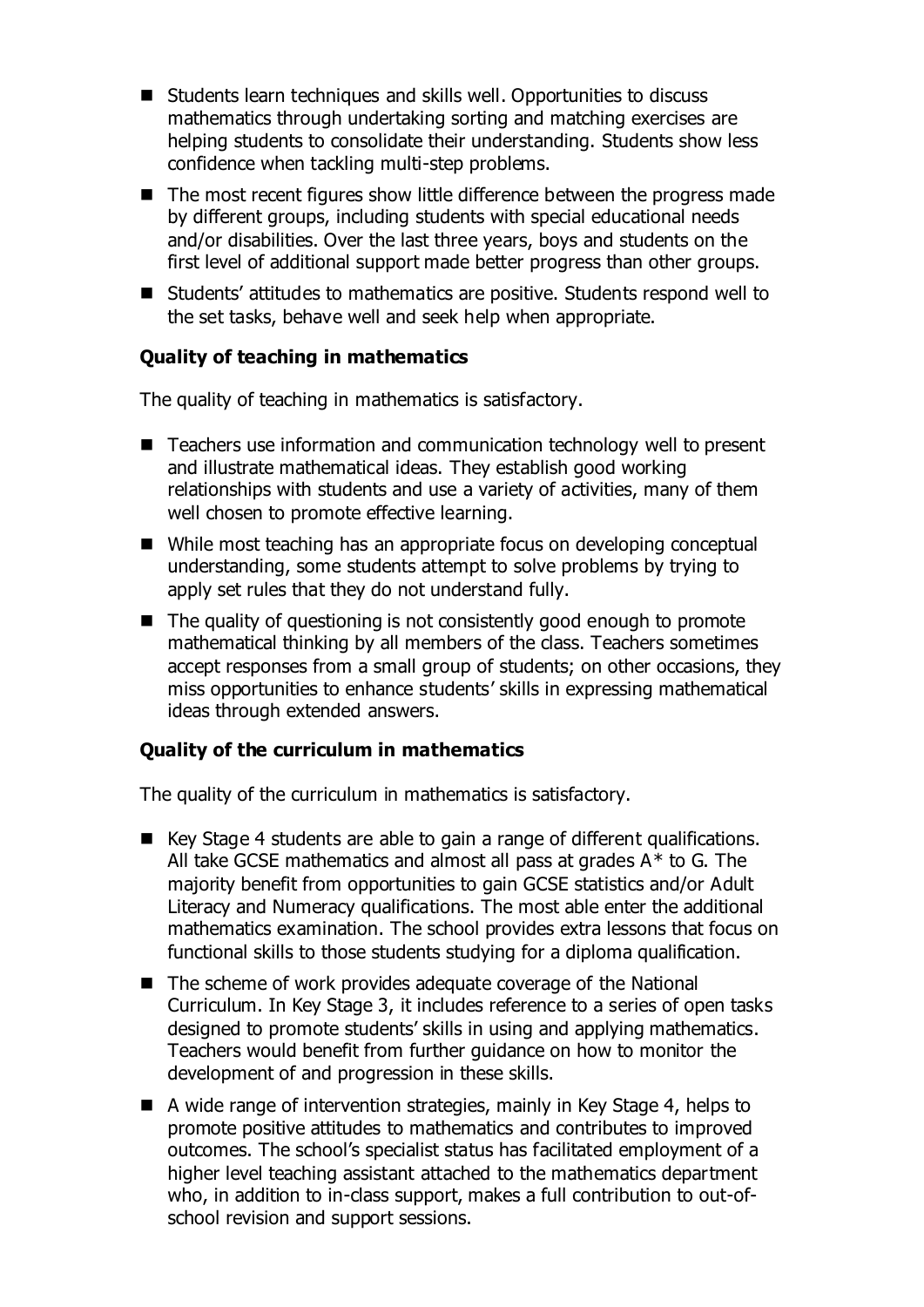- Students learn techniques and skills well. Opportunities to discuss mathematics through undertaking sorting and matching exercises are helping students to consolidate their understanding. Students show less confidence when tackling multi-step problems.
- The most recent figures show little difference between the progress made by different groups, including students with special educational needs and/or disabilities. Over the last three years, boys and students on the first level of additional support made better progress than other groups.
- Students' attitudes to mathematics are positive. Students respond well to the set tasks, behave well and seek help when appropriate.

**Quality of teaching in mathematics**

The quality of teaching in mathematics is satisfactory.

- Teachers use information and communication technology well to present and illustrate mathematical ideas. They establish good working relationships with students and use a variety of activities, many of them well chosen to promote effective learning.
- While most teaching has an appropriate focus on developing conceptual understanding, some students attempt to solve problems by trying to apply set rules that they do not understand fully.
- The quality of questioning is not consistently good enough to promote mathematical thinking by all members of the class. Teachers sometimes accept responses from a small group of students; on other occasions, they miss opportunities to enhance students' skills in expressing mathematical ideas through extended answers.

**Quality of the curriculum in mathematics**

The quality of the curriculum in mathematics is satisfactory.

- Key Stage 4 students are able to gain a range of different qualifications. All take GCSE mathematics and almost all pass at grades A* to G. The majority benefit from opportunities to gain GCSE statistics and/or Adult Literacy and Numeracy qualifications. The most able enter the additional mathematics examination. The school provides extra lessons that focus on functional skills to those students studying for a diploma qualification.
- The scheme of work provides adequate coverage of the National Curriculum. In Key Stage 3, it includes reference to a series of open tasks designed to promote students' skills in using and applying mathematics. Teachers would benefit from further guidance on how to monitor the development of and progression in these skills.
- A wide range of intervention strategies, mainly in Key Stage 4, helps to promote positive attitudes to mathematics and contributes to improved outcomes. The school's specialist status has facilitated employment of a higher level teaching assistant attached to the mathematics department who, in addition to in-class support, makes a full contribution to out-of-school revision and support sessions.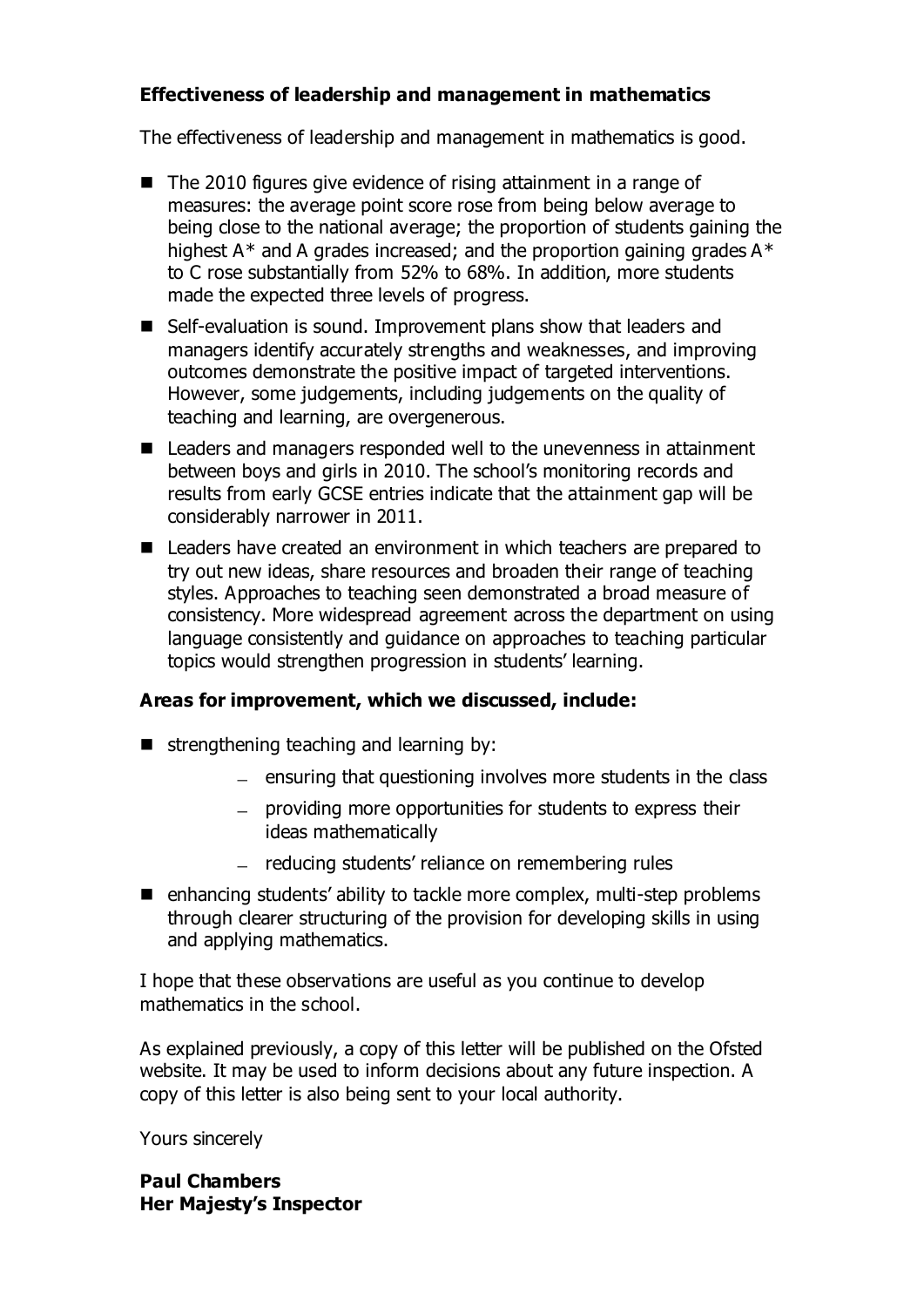**Effectiveness of leadership and management in mathematics**

The effectiveness of leadership and management in mathematics is good.

- The 2010 figures give evidence of rising attainment in a range of measures: the average point score rose from being below average to being close to the national average; the proportion of students gaining the highest A* and A grades increased; and the proportion gaining grades A* to C rose substantially from 52% to 68%. In addition, more students made the expected three levels of progress.
- Self-evaluation is sound. Improvement plans show that leaders and managers identify accurately strengths and weaknesses, and improving outcomes demonstrate the positive impact of targeted interventions. However, some judgements, including judgements on the quality of teaching and learning, are overgenerous.
- Leaders and managers responded well to the unevenness in attainment between boys and girls in 2010. The school's monitoring records and results from early GCSE entries indicate that the attainment gap will be considerably narrower in 2011.
- Leaders have created an environment in which teachers are prepared to try out new ideas, share resources and broaden their range of teaching styles. Approaches to teaching seen demonstrated a broad measure of consistency. More widespread agreement across the department on using language consistently and guidance on approaches to teaching particular topics would strengthen progression in students' learning.

**Areas for improvement, which we discussed, include:**

- strengthening teaching and learning by:
  - ensuring that questioning involves more students in the class
  - providing more opportunities for students to express their ideas mathematically
  - reducing students' reliance on remembering rules
- enhancing students' ability to tackle more complex, multi-step problems through clearer structuring of the provision for developing skills in using and applying mathematics.

I hope that these observations are useful as you continue to develop mathematics in the school.

As explained previously, a copy of this letter will be published on the Ofsted website. It may be used to inform decisions about any future inspection. A copy of this letter is also being sent to your local authority.

Yours sincerely

**Paul Chambers**
**Her Majesty's Inspector**